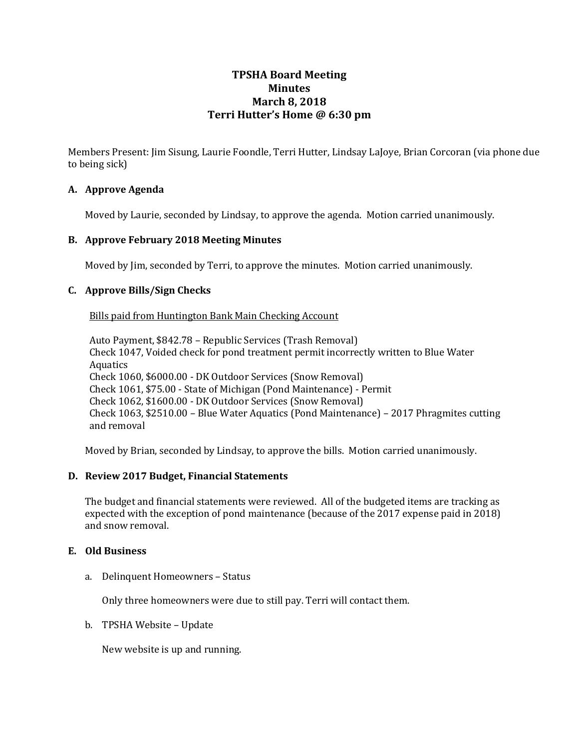# TPSHA Board Meeting
# Minutes
# March 8, 2018
# Terri Hutter's Home @ 6:30 pm

Members Present: Jim Sisung, Laurie Foondle, Terri Hutter, Lindsay LaJoye, Brian Corcoran (via phone due to being sick)

## A. Approve Agenda

Moved by Laurie, seconded by Lindsay, to approve the agenda. Motion carried unanimously.

## B. Approve February 2018 Meeting Minutes

Moved by Jim, seconded by Terri, to approve the minutes. Motion carried unanimously.

## C. Approve Bills/Sign Checks

Bills paid from Huntington Bank Main Checking Account

Auto Payment, $842.78 – Republic Services (Trash Removal)
Check 1047, Voided check for pond treatment permit incorrectly written to Blue Water Aquatics
Check 1060, $6000.00 - DK Outdoor Services (Snow Removal)
Check 1061, $75.00 - State of Michigan (Pond Maintenance) - Permit
Check 1062, $1600.00 - DK Outdoor Services (Snow Removal)
Check 1063, $2510.00 – Blue Water Aquatics (Pond Maintenance) – 2017 Phragmites cutting and removal

Moved by Brian, seconded by Lindsay, to approve the bills. Motion carried unanimously.

## D. Review 2017 Budget, Financial Statements

The budget and financial statements were reviewed. All of the budgeted items are tracking as expected with the exception of pond maintenance (because of the 2017 expense paid in 2018) and snow removal.

## E. Old Business

a. Delinquent Homeowners – Status

Only three homeowners were due to still pay. Terri will contact them.

b. TPSHA Website – Update

New website is up and running.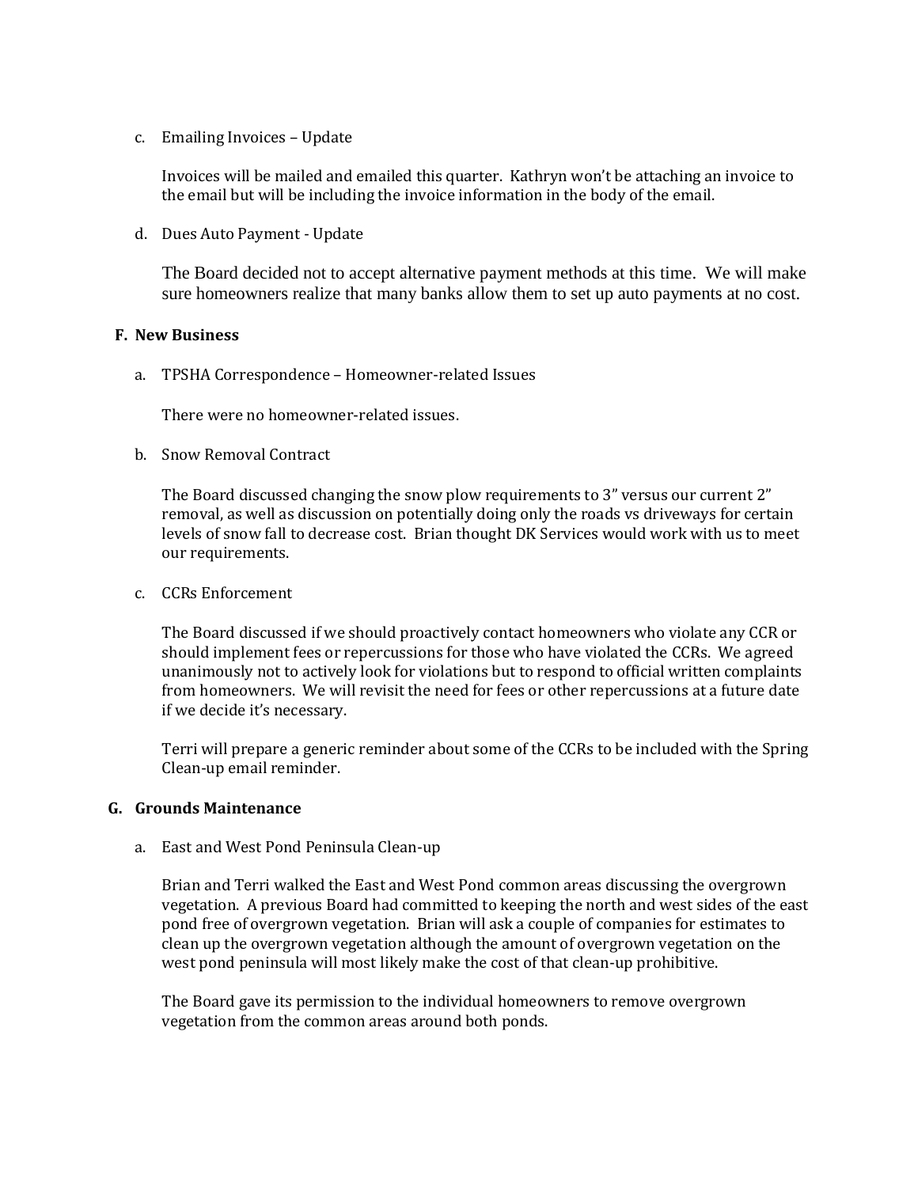c. Emailing Invoices – Update

   Invoices will be mailed and emailed this quarter. Kathryn won't be attaching an invoice to the email but will be including the invoice information in the body of the email.

d. Dues Auto Payment - Update

   The Board decided not to accept alternative payment methods at this time. We will make sure homeowners realize that many banks allow them to set up auto payments at no cost.

**F. New Business**

a. TPSHA Correspondence – Homeowner-related Issues

   There were no homeowner-related issues.

b. Snow Removal Contract

   The Board discussed changing the snow plow requirements to 3" versus our current 2" removal, as well as discussion on potentially doing only the roads vs driveways for certain levels of snow fall to decrease cost. Brian thought DK Services would work with us to meet our requirements.

c. CCRs Enforcement

   The Board discussed if we should proactively contact homeowners who violate any CCR or should implement fees or repercussions for those who have violated the CCRs. We agreed unanimously not to actively look for violations but to respond to official written complaints from homeowners. We will revisit the need for fees or other repercussions at a future date if we decide it's necessary.

   Terri will prepare a generic reminder about some of the CCRs to be included with the Spring Clean-up email reminder.

**G. Grounds Maintenance**

a. East and West Pond Peninsula Clean-up

   Brian and Terri walked the East and West Pond common areas discussing the overgrown vegetation. A previous Board had committed to keeping the north and west sides of the east pond free of overgrown vegetation. Brian will ask a couple of companies for estimates to clean up the overgrown vegetation although the amount of overgrown vegetation on the west pond peninsula will most likely make the cost of that clean-up prohibitive.

   The Board gave its permission to the individual homeowners to remove overgrown vegetation from the common areas around both ponds.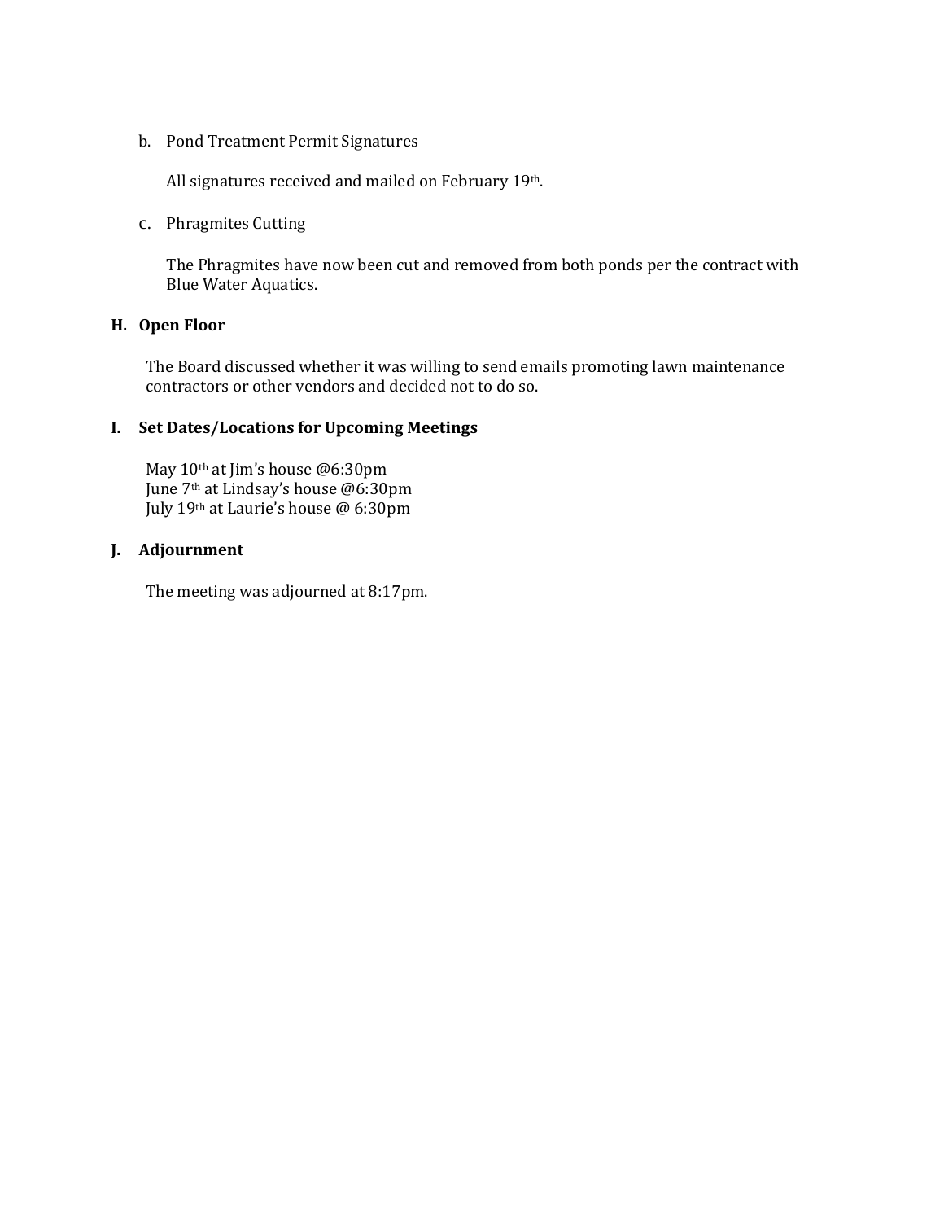b. Pond Treatment Permit Signatures

   All signatures received and mailed on February 19th.

c. Phragmites Cutting

   The Phragmites have now been cut and removed from both ponds per the contract with Blue Water Aquatics.

## H. Open Floor

The Board discussed whether it was willing to send emails promoting lawn maintenance contractors or other vendors and decided not to do so.

## I. Set Dates/Locations for Upcoming Meetings

May 10th at Jim's house @6:30pm  
June 7th at Lindsay's house @6:30pm  
July 19th at Laurie's house @ 6:30pm

## J. Adjournment

The meeting was adjourned at 8:17pm.